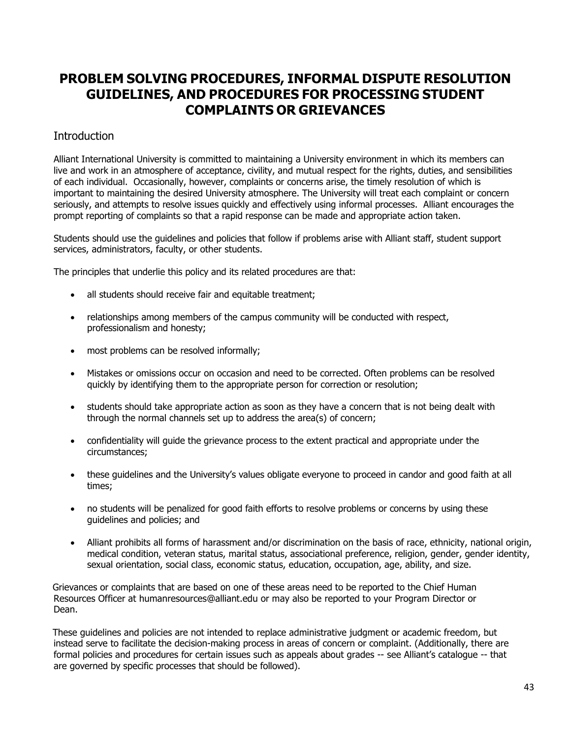# PROBLEM SOLVING PROCEDURES, INFORMAL DISPUTE RESOLUTION GUIDELINES, AND PROCEDURES FOR PROCESSING STUDENT COMPLAINTS OR GRIEVANCES

## Introduction

Alliant International University is committed to maintaining a University environment in which its members can live and work in an atmosphere of acceptance, civility, and mutual respect for the rights, duties, and sensibilities of each individual. Occasionally, however, complaints or concerns arise, the timely resolution of which is important to maintaining the desired University atmosphere. The University will treat each complaint or concern seriously, and attempts to resolve issues quickly and effectively using informal processes. Alliant encourages the prompt reporting of complaints so that a rapid response can be made and appropriate action taken.

Students should use the guidelines and policies that follow if problems arise with Alliant staff, student support services, administrators, faculty, or other students.

The principles that underlie this policy and its related procedures are that:

- all students should receive fair and equitable treatment;
- relationships among members of the campus community will be conducted with respect, professionalism and honesty;
- most problems can be resolved informally;
- Mistakes or omissions occur on occasion and need to be corrected. Often problems can be resolved quickly by identifying them to the appropriate person for correction or resolution;
- students should take appropriate action as soon as they have a concern that is not being dealt with through the normal channels set up to address the area(s) of concern;
- confidentiality will guide the grievance process to the extent practical and appropriate under the circumstances;
- these guidelines and the University's values obligate everyone to proceed in candor and good faith at all times;
- no students will be penalized for good faith efforts to resolve problems or concerns by using these guidelines and policies; and
- Alliant prohibits all forms of harassment and/or discrimination on the basis of race, ethnicity, national origin, medical condition, veteran status, marital status, associational preference, religion, gender, gender identity, sexual orientation, social class, economic status, education, occupation, age, ability, and size.

Grievances or complaints that are based on one of these areas need to be reported to the Chief Human Resources Officer at humanresources@alliant.edu or may also be reported to your Program Director or Dean.

These guidelines and policies are not intended to replace administrative judgment or academic freedom, but instead serve to facilitate the decision-making process in areas of concern or complaint. (Additionally, there are formal policies and procedures for certain issues such as appeals about grades -- see Alliant's catalogue -- that are governed by specific processes that should be followed).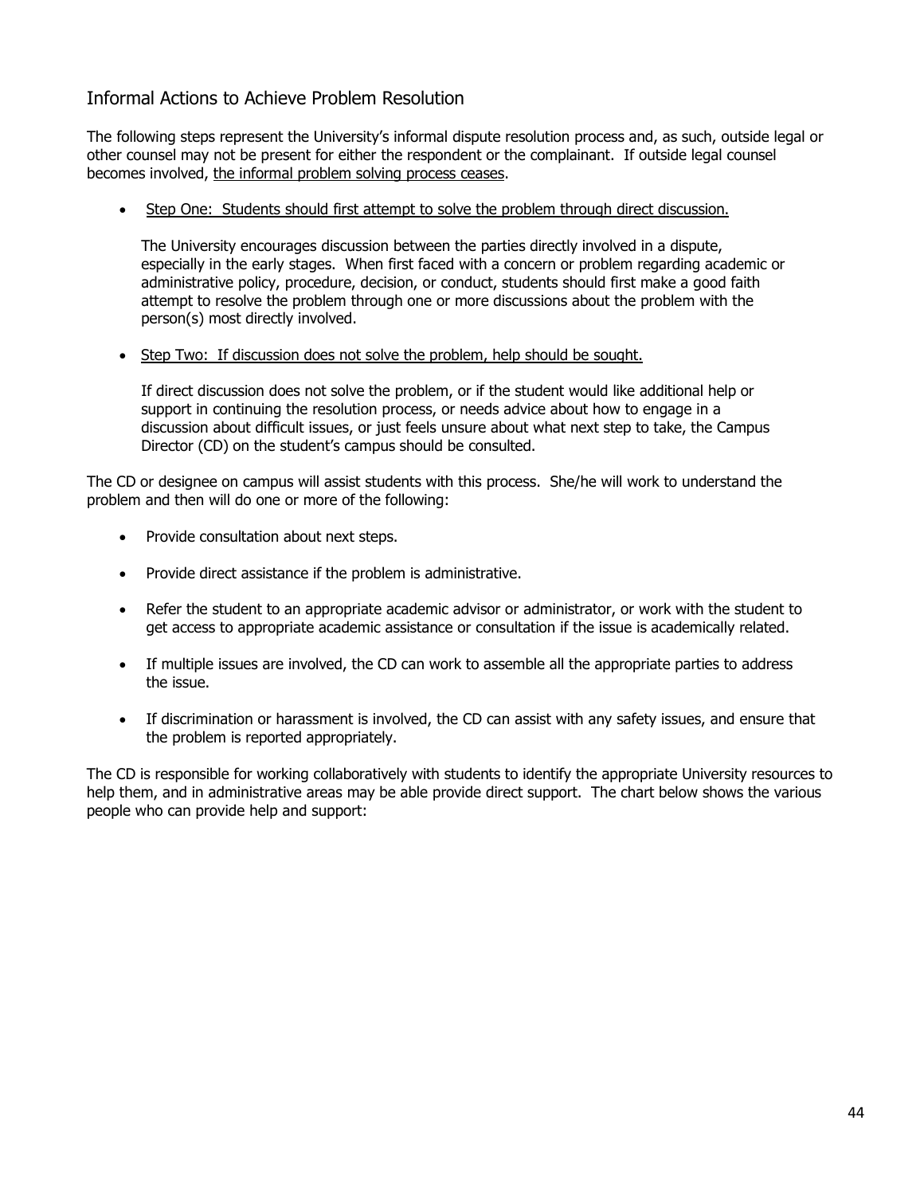## Informal Actions to Achieve Problem Resolution

The following steps represent the University's informal dispute resolution process and, as such, outside legal or other counsel may not be present for either the respondent or the complainant. If outside legal counsel becomes involved, <u>the informal problem solving process ceases</u>.

- <u>Step One: Students should first attempt to solve the problem through direct discussion.</u>

  The University encourages discussion between the parties directly involved in a dispute, especially in the early stages. When first faced with a concern or problem regarding academic or administrative policy, procedure, decision, or conduct, students should first make a good faith attempt to resolve the problem through one or more discussions about the problem with the person(s) most directly involved.

- <u>Step Two: If discussion does not solve the problem, help should be sought.</u>

  If direct discussion does not solve the problem, or if the student would like additional help or support in continuing the resolution process, or needs advice about how to engage in a discussion about difficult issues, or just feels unsure about what next step to take, the Campus Director (CD) on the student's campus should be consulted.

The CD or designee on campus will assist students with this process. She/he will work to understand the problem and then will do one or more of the following:

- Provide consultation about next steps.
- Provide direct assistance if the problem is administrative.
- Refer the student to an appropriate academic advisor or administrator, or work with the student to get access to appropriate academic assistance or consultation if the issue is academically related.
- If multiple issues are involved, the CD can work to assemble all the appropriate parties to address the issue.
- If discrimination or harassment is involved, the CD can assist with any safety issues, and ensure that the problem is reported appropriately.

The CD is responsible for working collaboratively with students to identify the appropriate University resources to help them, and in administrative areas may be able provide direct support. The chart below shows the various people who can provide help and support: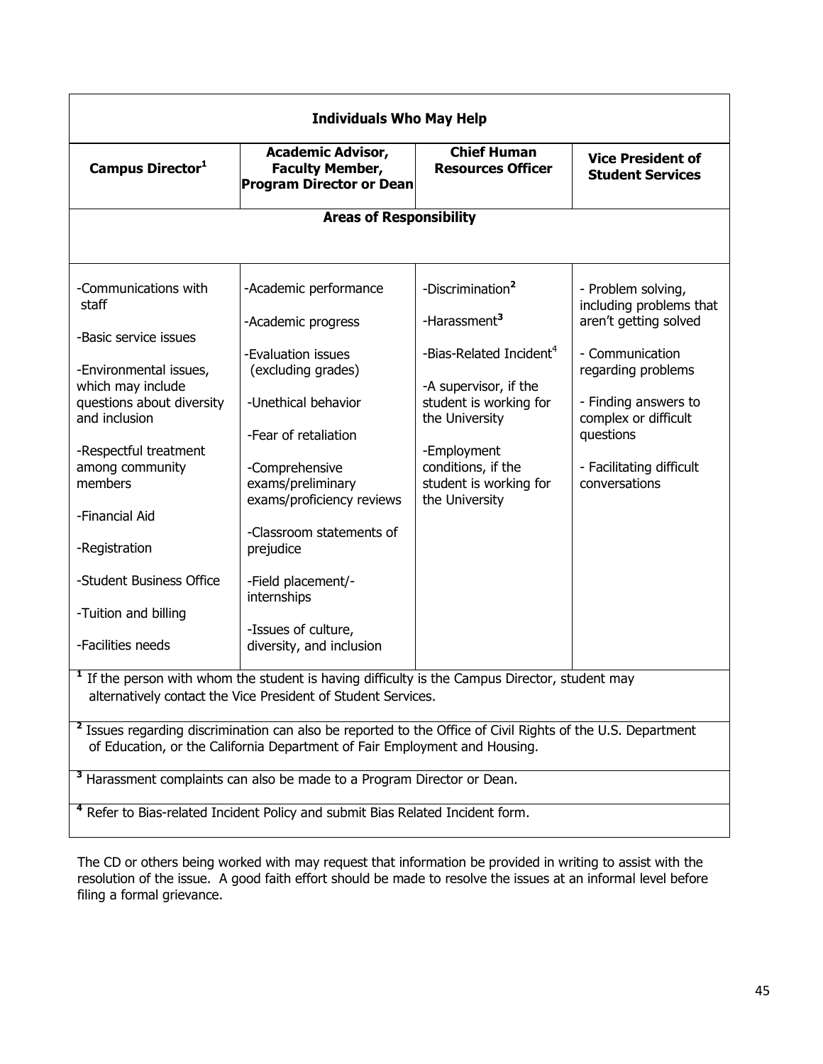| Individuals Who May Help | | | |
|---|---|---|---|
| **Campus Director[1]** | **Academic Advisor, Faculty Member, Program Director or Dean** | **Chief Human Resources Officer** | **Vice President of Student Services** |
| **Areas of Responsibility** | | | |
| -Communications with staff<br><br>-Basic service issues<br><br>-Environmental issues, which may include questions about diversity and inclusion<br><br>-Respectful treatment among community members<br><br>-Financial Aid<br><br>-Registration<br><br>-Student Business Office<br><br>-Tuition and billing<br><br>-Facilities needs | -Academic performance<br><br>-Academic progress<br><br>-Evaluation issues (excluding grades)<br><br>-Unethical behavior<br><br>-Fear of retaliation<br><br>-Comprehensive exams/preliminary exams/proficiency reviews<br><br>-Classroom statements of prejudice<br><br>-Field placement/-internships<br><br>-Issues of culture, diversity, and inclusion | -Discrimination[2]<br><br>-Harassment[3]<br><br>-Bias-Related Incident[4]<br><br>-A supervisor, if the student is working for the University<br><br>-Employment conditions, if the student is working for the University | - Problem solving, including problems that aren't getting solved<br><br>- Communication regarding problems<br><br>- Finding answers to complex or difficult questions<br><br>- Facilitating difficult conversations |

[1] If the person with whom the student is having difficulty is the Campus Director, student may alternatively contact the Vice President of Student Services.

[2] Issues regarding discrimination can also be reported to the Office of Civil Rights of the U.S. Department of Education, or the California Department of Fair Employment and Housing.

[3] Harassment complaints can also be made to a Program Director or Dean.

[4] Refer to Bias-related Incident Policy and submit Bias Related Incident form.

The CD or others being worked with may request that information be provided in writing to assist with the resolution of the issue. A good faith effort should be made to resolve the issues at an informal level before filing a formal grievance.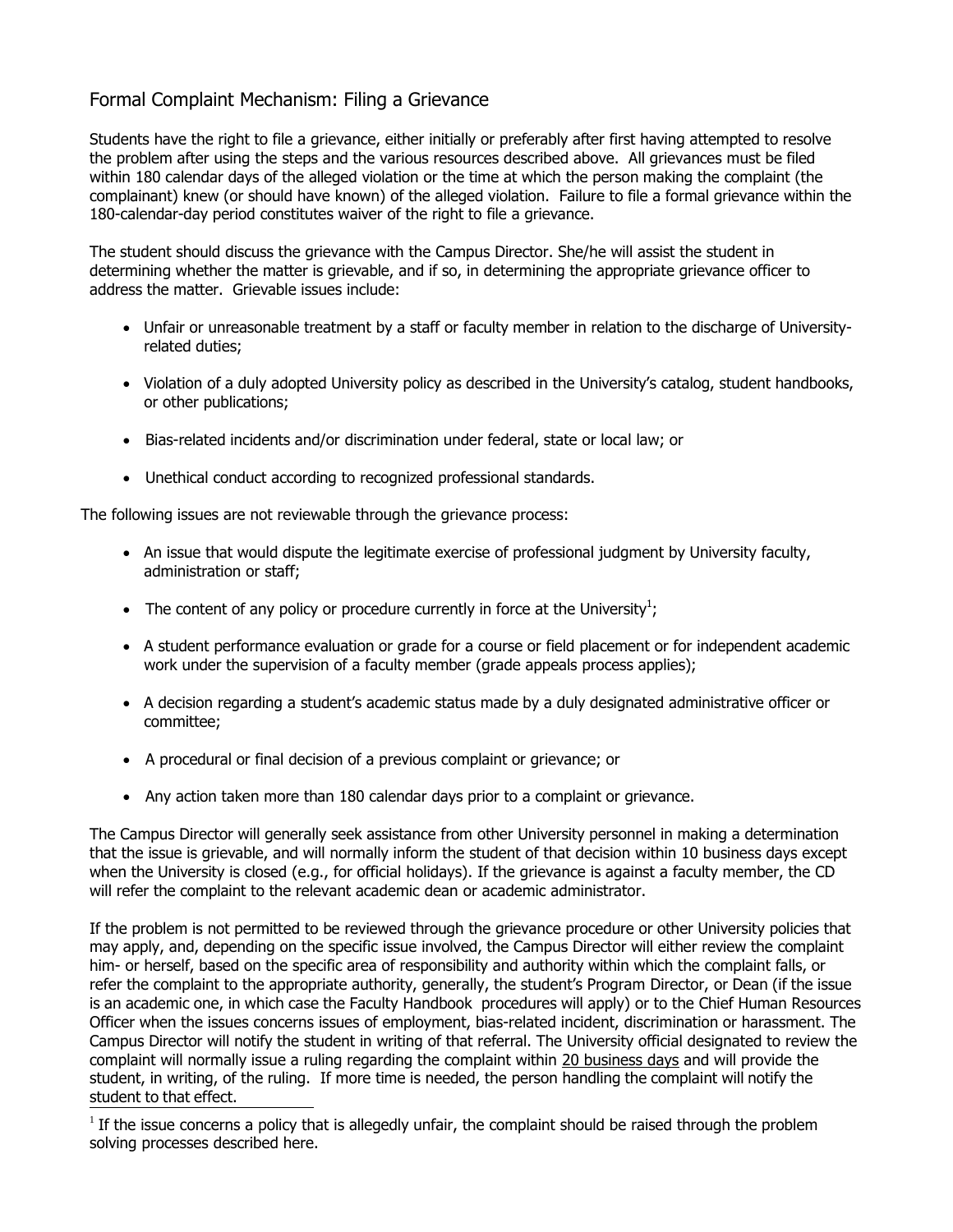## Formal Complaint Mechanism: Filing a Grievance

Students have the right to file a grievance, either initially or preferably after first having attempted to resolve the problem after using the steps and the various resources described above. All grievances must be filed within 180 calendar days of the alleged violation or the time at which the person making the complaint (the complainant) knew (or should have known) of the alleged violation. Failure to file a formal grievance within the 180-calendar-day period constitutes waiver of the right to file a grievance.

The student should discuss the grievance with the Campus Director. She/he will assist the student in determining whether the matter is grievable, and if so, in determining the appropriate grievance officer to address the matter. Grievable issues include:

- Unfair or unreasonable treatment by a staff or faculty member in relation to the discharge of University-related duties;
- Violation of a duly adopted University policy as described in the University's catalog, student handbooks, or other publications;
- Bias-related incidents and/or discrimination under federal, state or local law; or
- Unethical conduct according to recognized professional standards.

The following issues are not reviewable through the grievance process:

- An issue that would dispute the legitimate exercise of professional judgment by University faculty, administration or staff;
- The content of any policy or procedure currently in force at the University[1];
- A student performance evaluation or grade for a course or field placement or for independent academic work under the supervision of a faculty member (grade appeals process applies);
- A decision regarding a student's academic status made by a duly designated administrative officer or committee;
- A procedural or final decision of a previous complaint or grievance; or
- Any action taken more than 180 calendar days prior to a complaint or grievance.

The Campus Director will generally seek assistance from other University personnel in making a determination that the issue is grievable, and will normally inform the student of that decision within 10 business days except when the University is closed (e.g., for official holidays). If the grievance is against a faculty member, the CD will refer the complaint to the relevant academic dean or academic administrator.

If the problem is not permitted to be reviewed through the grievance procedure or other University policies that may apply, and, depending on the specific issue involved, the Campus Director will either review the complaint him- or herself, based on the specific area of responsibility and authority within which the complaint falls, or refer the complaint to the appropriate authority, generally, the student's Program Director, or Dean (if the issue is an academic one, in which case the Faculty Handbook procedures will apply) or to the Chief Human Resources Officer when the issues concerns issues of employment, bias-related incident, discrimination or harassment. The Campus Director will notify the student in writing of that referral. The University official designated to review the complaint will normally issue a ruling regarding the complaint within <u>20 business days</u> and will provide the student, in writing, of the ruling. If more time is needed, the person handling the complaint will notify the student to that effect.

[1] If the issue concerns a policy that is allegedly unfair, the complaint should be raised through the problem solving processes described here.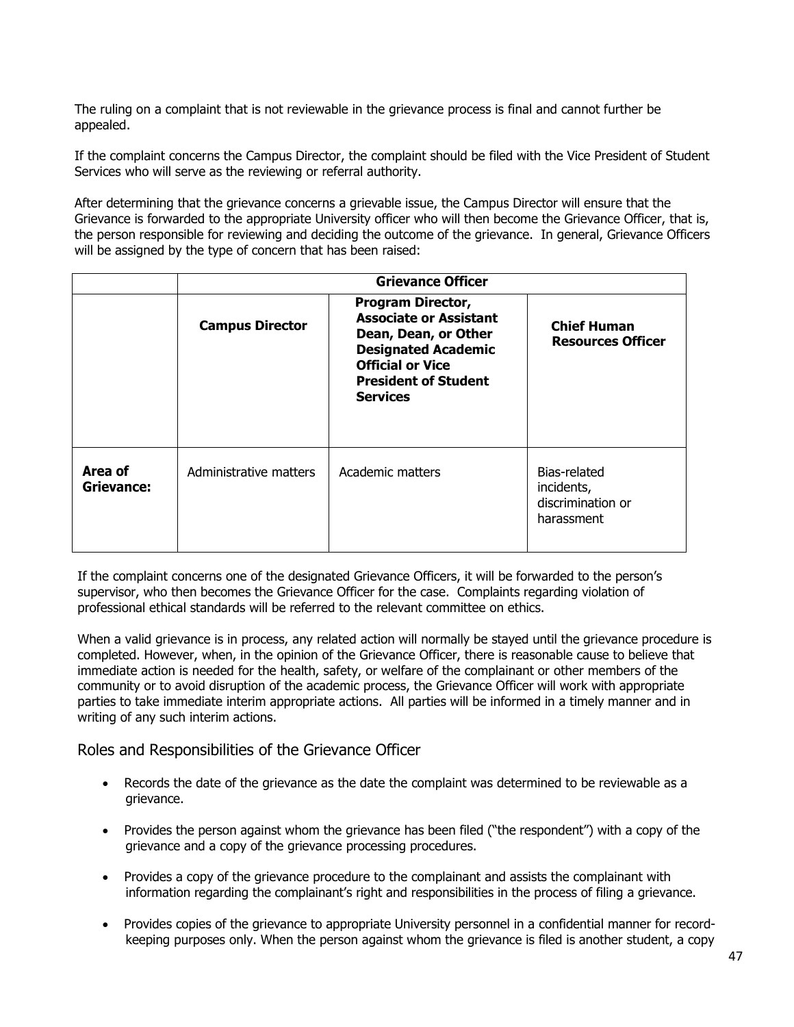The ruling on a complaint that is not reviewable in the grievance process is final and cannot further be appealed.

If the complaint concerns the Campus Director, the complaint should be filed with the Vice President of Student Services who will serve as the reviewing or referral authority.

After determining that the grievance concerns a grievable issue, the Campus Director will ensure that the Grievance is forwarded to the appropriate University officer who will then become the Grievance Officer, that is, the person responsible for reviewing and deciding the outcome of the grievance. In general, Grievance Officers will be assigned by the type of concern that has been raised:

| | **Grievance Officer** | | |
|---|---|---|---|
| | **Campus Director** | **Program Director, Associate or Assistant Dean, Dean, or Other Designated Academic Official or Vice President of Student Services** | **Chief Human Resources Officer** |
| **Area of Grievance:** | Administrative matters | Academic matters | Bias-related incidents, discrimination or harassment |

If the complaint concerns one of the designated Grievance Officers, it will be forwarded to the person's supervisor, who then becomes the Grievance Officer for the case. Complaints regarding violation of professional ethical standards will be referred to the relevant committee on ethics.

When a valid grievance is in process, any related action will normally be stayed until the grievance procedure is completed. However, when, in the opinion of the Grievance Officer, there is reasonable cause to believe that immediate action is needed for the health, safety, or welfare of the complainant or other members of the community or to avoid disruption of the academic process, the Grievance Officer will work with appropriate parties to take immediate interim appropriate actions. All parties will be informed in a timely manner and in writing of any such interim actions.

## Roles and Responsibilities of the Grievance Officer

- Records the date of the grievance as the date the complaint was determined to be reviewable as a grievance.
- Provides the person against whom the grievance has been filed ("the respondent") with a copy of the grievance and a copy of the grievance processing procedures.
- Provides a copy of the grievance procedure to the complainant and assists the complainant with information regarding the complainant's right and responsibilities in the process of filing a grievance.
- Provides copies of the grievance to appropriate University personnel in a confidential manner for record-keeping purposes only. When the person against whom the grievance is filed is another student, a copy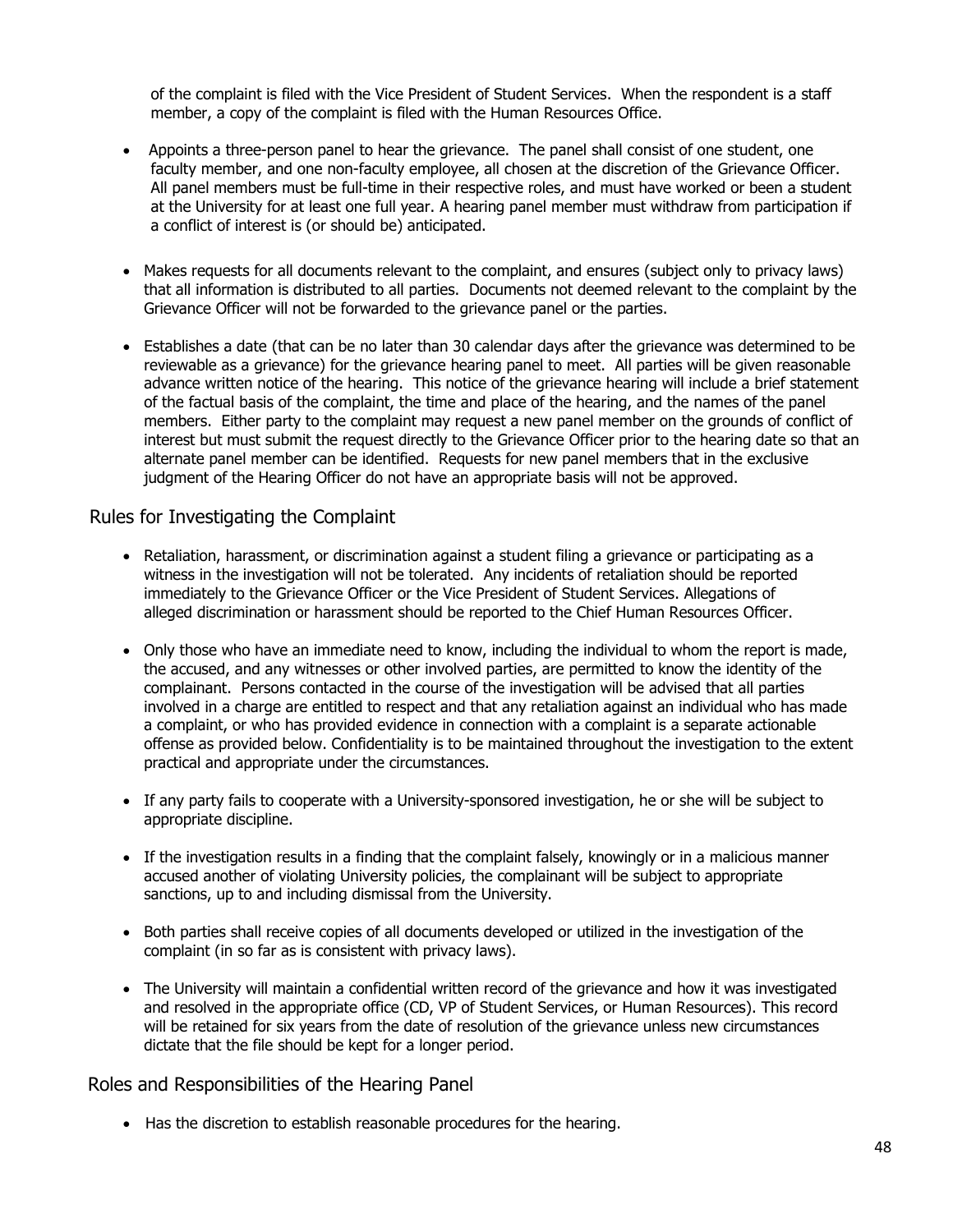of the complaint is filed with the Vice President of Student Services. When the respondent is a staff member, a copy of the complaint is filed with the Human Resources Office.

- Appoints a three-person panel to hear the grievance. The panel shall consist of one student, one faculty member, and one non-faculty employee, all chosen at the discretion of the Grievance Officer. All panel members must be full-time in their respective roles, and must have worked or been a student at the University for at least one full year. A hearing panel member must withdraw from participation if a conflict of interest is (or should be) anticipated.

- Makes requests for all documents relevant to the complaint, and ensures (subject only to privacy laws) that all information is distributed to all parties. Documents not deemed relevant to the complaint by the Grievance Officer will not be forwarded to the grievance panel or the parties.

- Establishes a date (that can be no later than 30 calendar days after the grievance was determined to be reviewable as a grievance) for the grievance hearing panel to meet. All parties will be given reasonable advance written notice of the hearing. This notice of the grievance hearing will include a brief statement of the factual basis of the complaint, the time and place of the hearing, and the names of the panel members. Either party to the complaint may request a new panel member on the grounds of conflict of interest but must submit the request directly to the Grievance Officer prior to the hearing date so that an alternate panel member can be identified. Requests for new panel members that in the exclusive judgment of the Hearing Officer do not have an appropriate basis will not be approved.

## Rules for Investigating the Complaint

- Retaliation, harassment, or discrimination against a student filing a grievance or participating as a witness in the investigation will not be tolerated. Any incidents of retaliation should be reported immediately to the Grievance Officer or the Vice President of Student Services. Allegations of alleged discrimination or harassment should be reported to the Chief Human Resources Officer.

- Only those who have an immediate need to know, including the individual to whom the report is made, the accused, and any witnesses or other involved parties, are permitted to know the identity of the complainant. Persons contacted in the course of the investigation will be advised that all parties involved in a charge are entitled to respect and that any retaliation against an individual who has made a complaint, or who has provided evidence in connection with a complaint is a separate actionable offense as provided below. Confidentiality is to be maintained throughout the investigation to the extent practical and appropriate under the circumstances.

- If any party fails to cooperate with a University-sponsored investigation, he or she will be subject to appropriate discipline.

- If the investigation results in a finding that the complaint falsely, knowingly or in a malicious manner accused another of violating University policies, the complainant will be subject to appropriate sanctions, up to and including dismissal from the University.

- Both parties shall receive copies of all documents developed or utilized in the investigation of the complaint (in so far as is consistent with privacy laws).

- The University will maintain a confidential written record of the grievance and how it was investigated and resolved in the appropriate office (CD, VP of Student Services, or Human Resources). This record will be retained for six years from the date of resolution of the grievance unless new circumstances dictate that the file should be kept for a longer period.

## Roles and Responsibilities of the Hearing Panel

- Has the discretion to establish reasonable procedures for the hearing.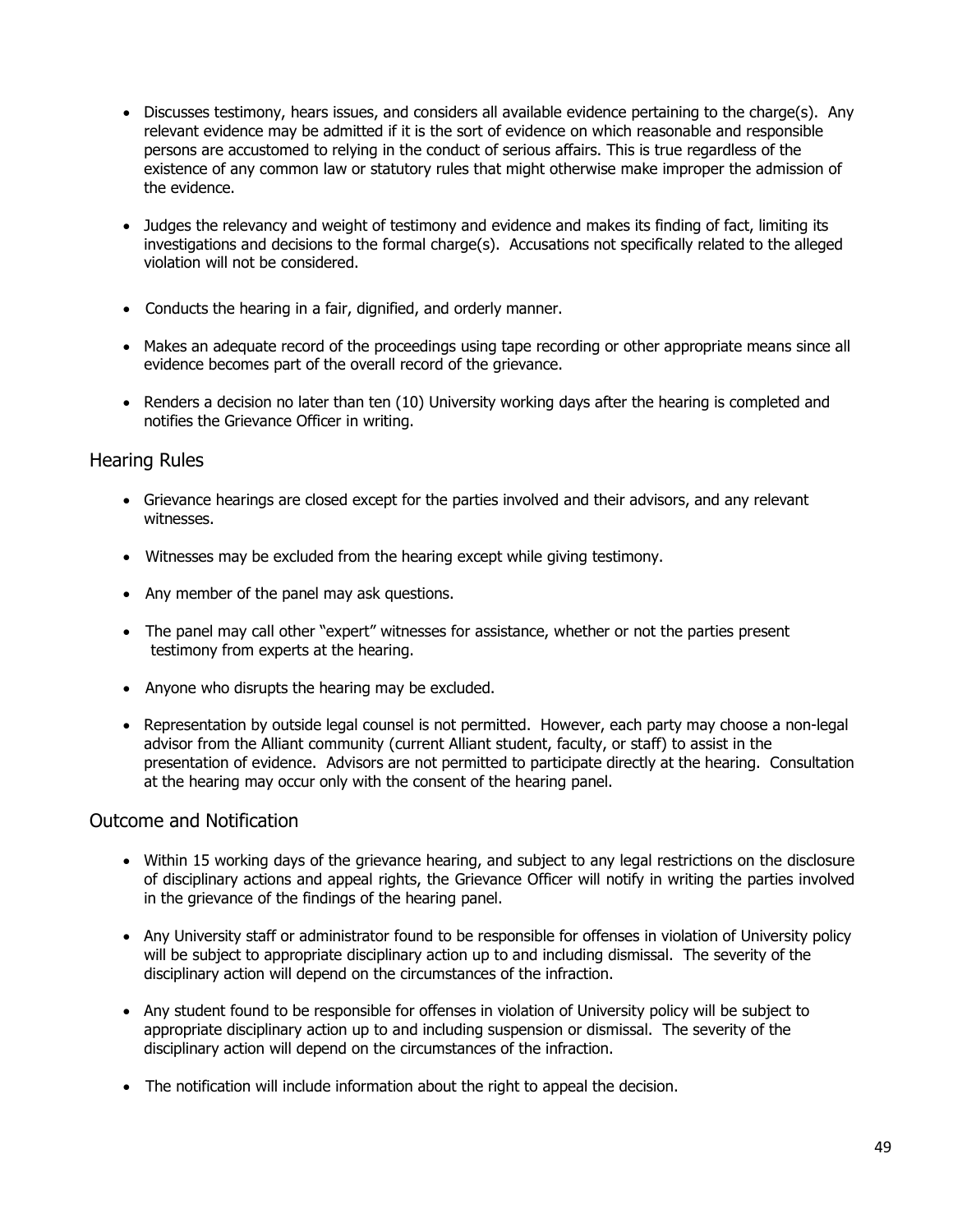- Discusses testimony, hears issues, and considers all available evidence pertaining to the charge(s). Any relevant evidence may be admitted if it is the sort of evidence on which reasonable and responsible persons are accustomed to relying in the conduct of serious affairs. This is true regardless of the existence of any common law or statutory rules that might otherwise make improper the admission of the evidence.

- Judges the relevancy and weight of testimony and evidence and makes its finding of fact, limiting its investigations and decisions to the formal charge(s). Accusations not specifically related to the alleged violation will not be considered.

- Conducts the hearing in a fair, dignified, and orderly manner.

- Makes an adequate record of the proceedings using tape recording or other appropriate means since all evidence becomes part of the overall record of the grievance.

- Renders a decision no later than ten (10) University working days after the hearing is completed and notifies the Grievance Officer in writing.

## Hearing Rules

- Grievance hearings are closed except for the parties involved and their advisors, and any relevant witnesses.

- Witnesses may be excluded from the hearing except while giving testimony.

- Any member of the panel may ask questions.

- The panel may call other "expert" witnesses for assistance, whether or not the parties present testimony from experts at the hearing.

- Anyone who disrupts the hearing may be excluded.

- Representation by outside legal counsel is not permitted. However, each party may choose a non-legal advisor from the Alliant community (current Alliant student, faculty, or staff) to assist in the presentation of evidence. Advisors are not permitted to participate directly at the hearing. Consultation at the hearing may occur only with the consent of the hearing panel.

## Outcome and Notification

- Within 15 working days of the grievance hearing, and subject to any legal restrictions on the disclosure of disciplinary actions and appeal rights, the Grievance Officer will notify in writing the parties involved in the grievance of the findings of the hearing panel.

- Any University staff or administrator found to be responsible for offenses in violation of University policy will be subject to appropriate disciplinary action up to and including dismissal. The severity of the disciplinary action will depend on the circumstances of the infraction.

- Any student found to be responsible for offenses in violation of University policy will be subject to appropriate disciplinary action up to and including suspension or dismissal. The severity of the disciplinary action will depend on the circumstances of the infraction.

- The notification will include information about the right to appeal the decision.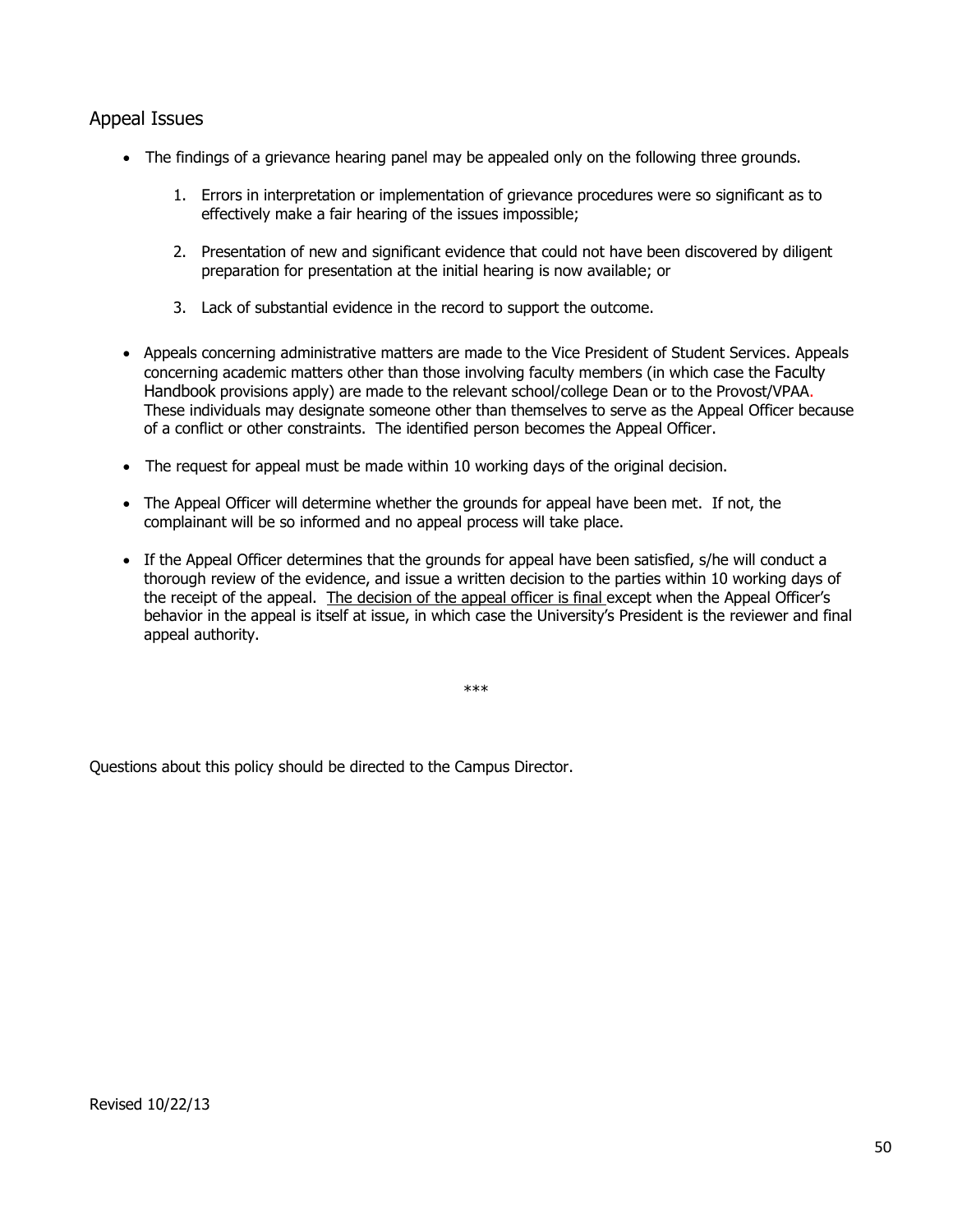## Appeal Issues

- The findings of a grievance hearing panel may be appealed only on the following three grounds.

  1. Errors in interpretation or implementation of grievance procedures were so significant as to effectively make a fair hearing of the issues impossible;

  2. Presentation of new and significant evidence that could not have been discovered by diligent preparation for presentation at the initial hearing is now available; or

  3. Lack of substantial evidence in the record to support the outcome.

- Appeals concerning administrative matters are made to the Vice President of Student Services. Appeals concerning academic matters other than those involving faculty members (in which case the Faculty Handbook provisions apply) are made to the relevant school/college Dean or to the Provost/VPAA. These individuals may designate someone other than themselves to serve as the Appeal Officer because of a conflict or other constraints. The identified person becomes the Appeal Officer.

- The request for appeal must be made within 10 working days of the original decision.

- The Appeal Officer will determine whether the grounds for appeal have been met. If not, the complainant will be so informed and no appeal process will take place.

- If the Appeal Officer determines that the grounds for appeal have been satisfied, s/he will conduct a thorough review of the evidence, and issue a written decision to the parties within 10 working days of the receipt of the appeal. <u>The decision of the appeal officer is final</u> except when the Appeal Officer's behavior in the appeal is itself at issue, in which case the University's President is the reviewer and final appeal authority.

***

Questions about this policy should be directed to the Campus Director.

Revised 10/22/13